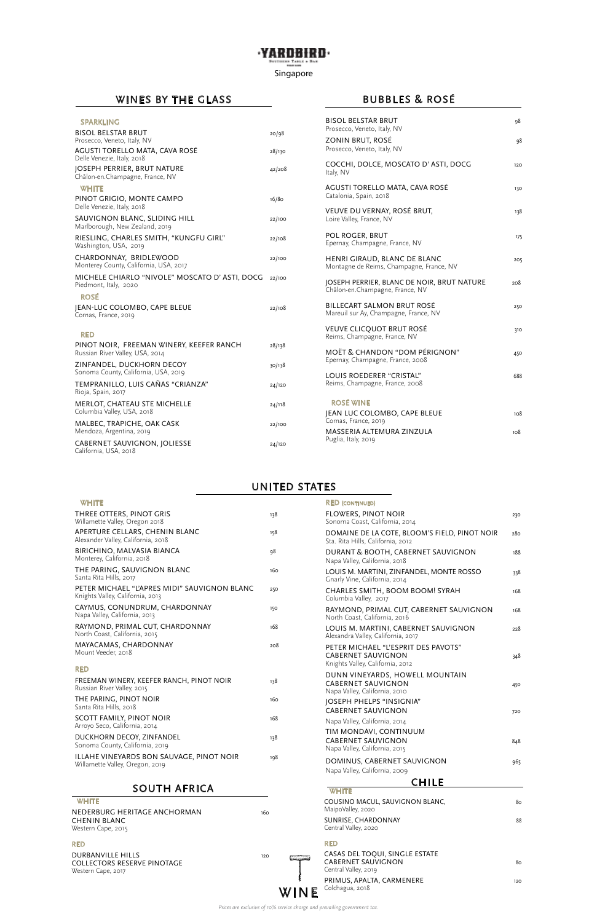# YARDBIRD

Southern Table & Bar

Singapore

## WINES BY THE GLASS

### SPARKLING

| Wine | Price |
|---|---|
| BISOL BELSTAR BRUT<br>Prosecco, Veneto, Italy, NV | 20/98 |
| AGUSTI TORELLO MATA, CAVA ROSÉ<br>Delle Venezie, Italy, 2018 | 28/130 |
| JOSEPH PERRIER, BRUT NATURE<br>Châlon-en.Champagne, France, NV | 42/208 |

### WHITE

| Wine | Price |
|---|---|
| PINOT GRIGIO, MONTE CAMPO<br>Delle Venezie, Italy, 2018 | 16/80 |
| SAUVIGNON BLANC, SLIDING HILL<br>Marlborough, New Zealand, 2019 | 22/100 |
| RIESLING, CHARLES SMITH, "KUNGFU GIRL"<br>Washington, USA, 2019 | 22/108 |
| CHARDONNAY, BRIDLEWOOD<br>Monterey County, California, USA, 2017 | 22/100 |
| MICHELE CHIARLO "NIVOLE" MOSCATO D' ASTI, DOCG<br>Piedmont, Italy, 2020 | 22/100 |

### ROSÉ

| Wine | Price |
|---|---|
| JEAN-LUC COLOMBO, CAPE BLEUE<br>Cornas, France, 2019 | 22/108 |

### RED

| Wine | Price |
|---|---|
| PINOT NOIR, FREEMAN WINERY, KEEFER RANCH<br>Russian River Valley, USA, 2014 | 28/138 |
| ZINFANDEL, DUCKHORN DECOY<br>Sonoma County, California, USA, 2019 | 30/138 |
| TEMPRANILLO, LUIS CAÑAS "CRIANZA"<br>Rioja, Spain, 2017 | 24/120 |
| MERLOT, CHATEAU STE MICHELLE<br>Columbia Valley, USA, 2018 | 24/118 |
| MALBEC, TRAPICHE, OAK CASK<br>Mendoza, Argentina, 2019 | 22/100 |
| CABERNET SAUVIGNON, JOLIESSE<br>California, USA, 2018 | 24/120 |

## BUBBLES & ROSÉ

| Wine | Price |
|---|---|
| BISOL BELSTAR BRUT<br>Prosecco, Veneto, Italy, NV | 98 |
| ZONIN BRUT, ROSÉ<br>Prosecco, Veneto, Italy, NV | 98 |
| COCCHI, DOLCE, MOSCATO D' ASTI, DOCG<br>Italy, NV | 120 |
| AGUSTI TORELLO MATA, CAVA ROSÉ<br>Catalonia, Spain, 2018 | 130 |
| VEUVE DU VERNAY, ROSÉ BRUT,<br>Loire Valley, France, NV | 138 |
| POL ROGER, BRUT<br>Epernay, Champagne, France, NV | 175 |
| HENRI GIRAUD, BLANC DE BLANC<br>Montagne de Reims, Champagne, France, NV | 205 |
| JOSEPH PERRIER, BLANC DE NOIR, BRUT NATURE<br>Châlon-en.Champagne, France, NV | 208 |
| BILLECART SALMON BRUT ROSÉ<br>Mareuil sur Ay, Champagne, France, NV | 250 |
| VEUVE CLICQUOT BRUT ROSÉ<br>Reims, Champagne, France, NV | 310 |
| MOËT & CHANDON "DOM PÉRIGNON"<br>Epernay, Champagne, France, 2008 | 450 |
| LOUIS ROEDERER "CRISTAL"<br>Reims, Champagne, France, 2008 | 688 |

### ROSÉ WINE

| Wine | Price |
|---|---|
| JEAN LUC COLOMBO, CAPE BLEUE<br>Cornas, France, 2019 | 108 |
| MASSERIA ALTEMURA ZINZULA<br>Puglia, Italy, 2019 | 108 |

## UNITED STATES

### WHITE

| Wine | Price |
|---|---|
| THREE OTTERS, PINOT GRIS<br>Willamette Valley, Oregon 2018 | 138 |
| APERTURE CELLARS, CHENIN BLANC<br>Alexander Valley, California, 2018 | 158 |
| BIRICHINO, MALVASIA BIANCA<br>Monterey, California, 2018 | 98 |
| THE PARING, SAUVIGNON BLANC<br>Santa Rita Hills, 2017 | 160 |
| PETER MICHAEL "L'APRES MIDI" SAUVIGNON BLANC<br>Knights Valley, California, 2013 | 250 |
| CAYMUS, CONUNDRUM, CHARDONNAY<br>Napa Valley, California, 2013 | 150 |
| RAYMOND, PRIMAL CUT, CHARDONNAY<br>North Coast, California, 2015 | 168 |
| MAYACAMAS, CHARDONNAY<br>Mount Veeder, 2018 | 208 |

### RED

| Wine | Price |
|---|---|
| FREEMAN WINERY, KEEFER RANCH, PINOT NOIR<br>Russian River Valley, 2015 | 138 |
| THE PARING, PINOT NOIR<br>Santa Rita Hills, 2018 | 160 |
| SCOTT FAMILY, PINOT NOIR<br>Arroyo Seco, California, 2014 | 168 |
| DUCKHORN DECOY, ZINFANDEL<br>Sonoma County, California, 2019 | 138 |
| ILLAHE VINEYARDS BON SAUVAGE, PINOT NOIR<br>Willamette Valley, Oregon, 2019 | 198 |

### RED (CONTINUED)

| Wine | Price |
|---|---|
| FLOWERS, PINOT NOIR<br>Sonoma Coast, California, 2014 | 230 |
| DOMAINE DE LA COTE, BLOOM'S FIELD, PINOT NOIR<br>Sta. Rita Hills, California, 2012 | 280 |
| DURANT & BOOTH, CABERNET SAUVIGNON<br>Napa Valley, California, 2018 | 188 |
| LOUIS M. MARTINI, ZINFANDEL, MONTE ROSSO<br>Gnarly Vine, California, 2014 | 338 |
| CHARLES SMITH, BOOM BOOM! SYRAH<br>Columbia Valley, 2017 | 168 |
| RAYMOND, PRIMAL CUT, CABERNET SAUVIGNON<br>North Coast, California, 2016 | 168 |
| LOUIS M. MARTINI, CABERNET SAUVIGNON<br>Alexandra Valley, California, 2017 | 228 |
| PETER MICHAEL "L'ESPRIT DES PAVOTS"<br>CABERNET SAUVIGNON<br>Knights Valley, California, 2012 | 348 |
| DUNN VINEYARDS, HOWELL MOUNTAIN<br>CABERNET SAUVIGNON<br>Napa Valley, California, 2010 | 450 |
| JOSEPH PHELPS "INSIGNIA"<br>CABERNET SAUVIGNON<br>Napa Valley, California, 2014 | 720 |
| TIM MONDAVI, CONTINUUM<br>CABERNET SAUVIGNON<br>Napa Valley, California, 2015 | 848 |
| DOMINUS, CABERNET SAUVIGNON<br>Napa Valley, California, 2009 | 965 |

## SOUTH AFRICA

### WHITE

| Wine | Price |
|---|---|
| NEDERBURG HERITAGE ANCHORMAN<br>CHENIN BLANC<br>Western Cape, 2015 | 160 |

### RED

| Wine | Price |
|---|---|
| DURBANVILLE HILLS<br>COLLECTORS RESERVE PINOTAGE<br>Western Cape, 2017 | 120 |

## CHILE

### WHITE

| Wine | Price |
|---|---|
| COUSINO MACUL, SAUVIGNON BLANC,<br>MaipoValley, 2020 | 80 |
| SUNRISE, CHARDONNAY<br>Central Valley, 2020 | 88 |

### RED

| Wine | Price |
|---|---|
| CASAS DEL TOQUI, SINGLE ESTATE<br>CABERNET SAUVIGNON<br>Central Valley, 2019 | 80 |
| PRIMUS, APALTA, CARMENERE<br>Colchagua, 2018 | 120 |

WINE

*Prices are exclusive of 10% service charge and prevailing government tax.*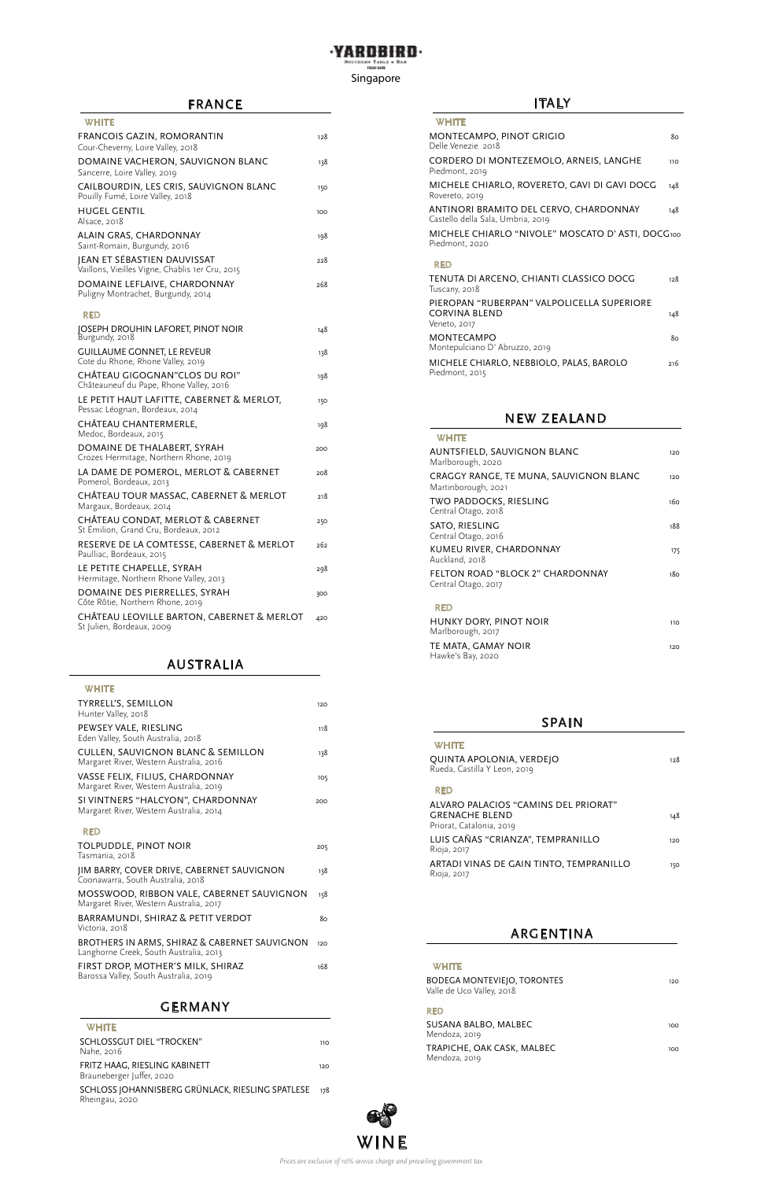# YARDBIRD

Singapore

## FRANCE

### WHITE

FRANCOIS GAZIN, ROMORANTIN — 128
Cour-Cheverny, Loire Valley, 2018

DOMAINE VACHERON, SAUVIGNON BLANC — 138
Sancerre, Loire Valley, 2019

CAILBOURDIN, LES CRIS, SAUVIGNON BLANC — 150
Pouilly Fumé, Loire Valley, 2018

HUGEL GENTIL — 100
Alsace, 2018

ALAIN GRAS, CHARDONNAY — 198
Saint-Romain, Burgundy, 2016

JEAN ET SÉBASTIEN DAUVISSAT — 228
Vaillons, Vieilles Vigne, Chablis 1er Cru, 2015

DOMAINE LEFLAIVE, CHARDONNAY — 268
Puligny Montrachet, Burgundy, 2014

### RED

JOSEPH DROUHIN LAFORET, PINOT NOIR — 148
Burgundy, 2018

GUILLAUME GONNET, LE REVEUR — 138
Cote du Rhone, Rhone Valley, 2019

CHÂTEAU GIGOGNAN"CLOS DU ROI" — 198
Châteauneuf du Pape, Rhone Valley, 2016

LE PETIT HAUT LAFITTE, CABERNET & MERLOT, — 150
Pessac Léognan, Bordeaux, 2014

CHÂTEAU CHANTERMERLE, — 198
Medoc, Bordeaux, 2015

DOMAINE DE THALABERT, SYRAH — 200
Crozes Hermitage, Northern Rhone, 2019

LA DAME DE POMEROL, MERLOT & CABERNET — 208
Pomerol, Bordeaux, 2013

CHÂTEAU TOUR MASSAC, CABERNET & MERLOT — 218
Margaux, Bordeaux, 2014

CHÂTEAU CONDAT, MERLOT & CABERNET — 250
St Emilion, Grand Cru, Bordeaux, 2012

RESERVE DE LA COMTESSE, CABERNET & MERLOT — 262
Paulliac, Bordeaux, 2015

LE PETITE CHAPELLE, SYRAH — 298
Hermitage, Northern Rhone Valley, 2013

DOMAINE DES PIERRELLES, SYRAH — 300
Côte Rôtie, Northern Rhone, 2019

CHÂTEAU LEOVILLE BARTON, CABERNET & MERLOT — 420
St Julien, Bordeaux, 2009

## AUSTRALIA

### WHITE

TYRRELL'S, SEMILLON — 120
Hunter Valley, 2018

PEWSEY VALE, RIESLING — 118
Eden Valley, South Australia, 2018

CULLEN, SAUVIGNON BLANC & SEMILLON — 138
Margaret River, Western Australia, 2016

VASSE FELIX, FILIUS, CHARDONNAY — 105
Margaret River, Western Australia, 2019

SI VINTNERS "HALCYON", CHARDONNAY — 200
Margaret River, Western Australia, 2014

### RED

TOLPUDDLE, PINOT NOIR — 205
Tasmania, 2018

JIM BARRY, COVER DRIVE, CABERNET SAUVIGNON — 138
Coonawarra, South Australia, 2018

MOSSWOOD, RIBBON VALE, CABERNET SAUVIGNON — 158
Margaret River, Western Australia, 2017

BARRAMUNDI, SHIRAZ & PETIT VERDOT — 80
Victoria, 2018

BROTHERS IN ARMS, SHIRAZ & CABERNET SAUVIGNON — 120
Langhorne Creek, South Australia, 2013

FIRST DROP, MOTHER'S MILK, SHIRAZ — 168
Barossa Valley, South Australia, 2019

## GERMANY

### WHITE

SCHLOSSGUT DIEL "TROCKEN" — 110
Nahe, 2016

FRITZ HAAG, RIESLING KABINETT — 120
Brauneberger Juffer, 2020

SCHLOSS JOHANNISBERG GRÜNLACK, RIESLING SPATLESE — 178
Rheingau, 2020

## ITALY

### WHITE

MONTECAMPO, PINOT GRIGIO — 80
Delle Venezie 2018

CORDERO DI MONTEZEMOLO, ARNEIS, LANGHE — 110
Piedmont, 2019

MICHELE CHIARLO, ROVERETO, GAVI DI GAVI DOCG — 148
Rovereto, 2019

ANTINORI BRAMITO DEL CERVO, CHARDONNAY — 148
Castello della Sala, Umbria, 2019

MICHELE CHIARLO "NIVOLE" MOSCATO D' ASTI, DOCG — 100
Piedmont, 2020

### RED

TENUTA DI ARCENO, CHIANTI CLASSICO DOCG — 128
Tuscany, 2018

PIEROPAN "RUBERPAN" VALPOLICELLA SUPERIORE CORVINA BLEND — 148
Veneto, 2017

MONTECAMPO — 80
Montepulciano D' Abruzzo, 2019

MICHELE CHIARLO, NEBBIOLO, PALAS, BAROLO — 216
Piedmont, 2015

## NEW ZEALAND

### WHITE

AUNTSFIELD, SAUVIGNON BLANC — 120
Marlborough, 2020

CRAGGY RANGE, TE MUNA, SAUVIGNON BLANC — 120
Martinborough, 2021

TWO PADDOCKS, RIESLING — 160
Central Otago, 2018

SATO, RIESLING — 188
Central Otago, 2016

KUMEU RIVER, CHARDONNAY — 175
Auckland, 2018

FELTON ROAD "BLOCK 2" CHARDONNAY — 180
Central Otago, 2017

### RED

HUNKY DORY, PINOT NOIR — 110
Marlborough, 2017

TE MATA, GAMAY NOIR — 120
Hawke's Bay, 2020

## SPAIN

### WHITE

QUINTA APOLONIA, VERDEJO — 128
Rueda, Castilla Y Leon, 2019

### RED

ALVARO PALACIOS "CAMINS DEL PRIORAT" GRENACHE BLEND — 148
Priorat, Catalonia, 2019

LUIS CAÑAS "CRIANZA", TEMPRANILLO — 120
Rioja, 2017

ARTADI VINAS DE GAIN TINTO, TEMPRANILLO — 150
Rioja, 2017

## ARGENTINA

### WHITE

BODEGA MONTEVIEJO, TORONTES — 120
Valle de Uco Valley, 2018

### RED

SUSANA BALBO, MALBEC — 100
Mendoza, 2019

TRAPICHE, OAK CASK, MALBEC — 100
Mendoza, 2019

WINE

*Prices are exclusive of 10% service charge and prevailing government tax.*